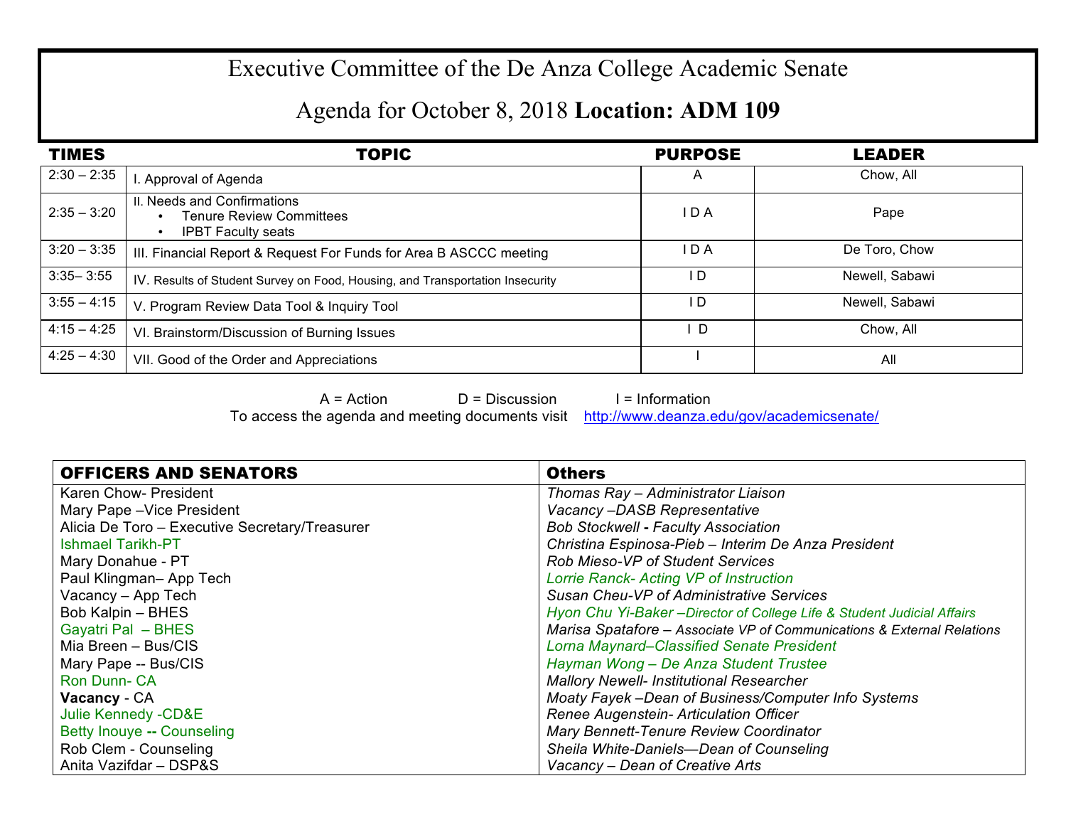# Executive Committee of the De Anza College Academic Senate

## Agenda for October 8, 2018 **Location: ADM 109**

| TIMES | TOPIC | PURPOSE | LEADER |
|---|---|---|---|
| 2:30 – 2:35 | I. Approval of Agenda | A | Chow, All |
| 2:35 – 3:20 | II. Needs and Confirmations<br>• Tenure Review Committees<br>• IPBT Faculty seats | I D A | Pape |
| 3:20 – 3:35 | III. Financial Report & Request For Funds for Area B ASCCC meeting | I D A | De Toro, Chow |
| 3:35– 3:55 | IV. Results of Student Survey on Food, Housing, and Transportation Insecurity | I D | Newell, Sabawi |
| 3:55 – 4:15 | V. Program Review Data Tool & Inquiry Tool | I D | Newell, Sabawi |
| 4:15 – 4:25 | VI. Brainstorm/Discussion of Burning Issues | I D | Chow, All |
| 4:25 – 4:30 | VII. Good of the Order and Appreciations | I | All |

A = Action D = Discussion I = Information

To access the agenda and meeting documents visit http://www.deanza.edu/gov/academicsenate/

| OFFICERS AND SENATORS | Others |
|---|---|
| Karen Chow- President | *Thomas Ray – Administrator Liaison* |
| Mary Pape –Vice President | *Vacancy –DASB Representative* |
| Alicia De Toro – Executive Secretary/Treasurer | *Bob Stockwell - Faculty Association* |
| Ishmael Tarikh-PT | *Christina Espinosa-Pieb – Interim De Anza President* |
| Mary Donahue - PT | *Rob Mieso-VP of Student Services* |
| Paul Klingman– App Tech | *Lorrie Ranck- Acting VP of Instruction* |
| Vacancy – App Tech | *Susan Cheu-VP of Administrative Services* |
| Bob Kalpin – BHES | *Hyon Chu Yi-Baker –Director of College Life & Student Judicial Affairs* |
| Gayatri Pal – BHES | *Marisa Spatafore – Associate VP of Communications & External Relations* |
| Mia Breen – Bus/CIS | *Lorna Maynard–Classified Senate President* |
| Mary Pape -- Bus/CIS | *Hayman Wong – De Anza Student Trustee* |
| Ron Dunn- CA | *Mallory Newell- Institutional Researcher* |
| **Vacancy** - CA | *Moaty Fayek –Dean of Business/Computer Info Systems* |
| Julie Kennedy -CD&E | *Renee Augenstein- Articulation Officer* |
| Betty Inouye **--** Counseling | *Mary Bennett-Tenure Review Coordinator* |
| Rob Clem - Counseling | *Sheila White-Daniels—Dean of Counseling* |
| Anita Vazifdar – DSP&S | *Vacancy – Dean of Creative Arts* |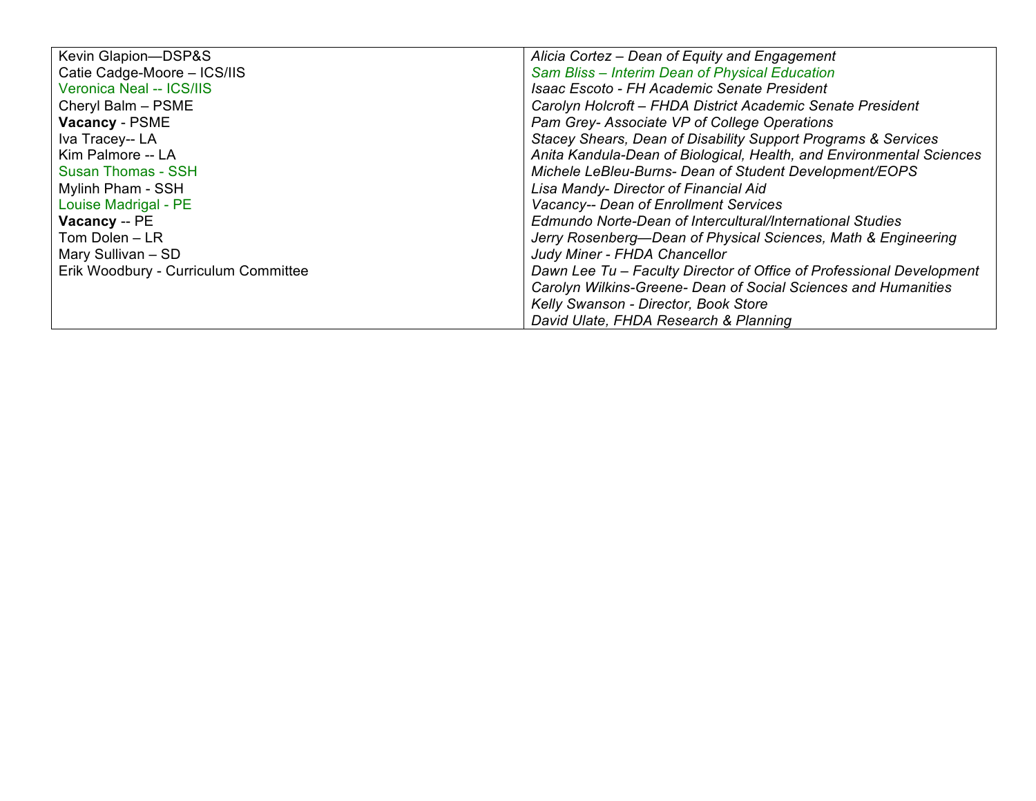| | |
|---|---|
| Kevin Glapion—DSP&S | *Alicia Cortez – Dean of Equity and Engagement* |
| Catie Cadge-Moore – ICS/IIS | *Sam Bliss – Interim Dean of Physical Education* |
| Veronica Neal -- ICS/IIS | *Isaac Escoto - FH Academic Senate President* |
| Cheryl Balm – PSME | *Carolyn Holcroft – FHDA District Academic Senate President* |
| **Vacancy** - PSME | *Pam Grey- Associate VP of College Operations* |
| Iva Tracey-- LA | *Stacey Shears, Dean of Disability Support Programs & Services* |
| Kim Palmore -- LA | *Anita Kandula-Dean of Biological, Health, and Environmental Sciences* |
| Susan Thomas - SSH | *Michele LeBleu-Burns- Dean of Student Development/EOPS* |
| Mylinh Pham - SSH | *Lisa Mandy- Director of Financial Aid* |
| Louise Madrigal - PE | *Vacancy-- Dean of Enrollment Services* |
| **Vacancy** -- PE | *Edmundo Norte-Dean of Intercultural/International Studies* |
| Tom Dolen – LR | *Jerry Rosenberg—Dean of Physical Sciences, Math & Engineering* |
| Mary Sullivan – SD | *Judy Miner - FHDA Chancellor* |
| Erik Woodbury - Curriculum Committee | *Dawn Lee Tu – Faculty Director of Office of Professional Development* |
| | *Carolyn Wilkins-Greene- Dean of Social Sciences and Humanities* |
| | *Kelly Swanson - Director, Book Store* |
| | *David Ulate, FHDA Research & Planning* |